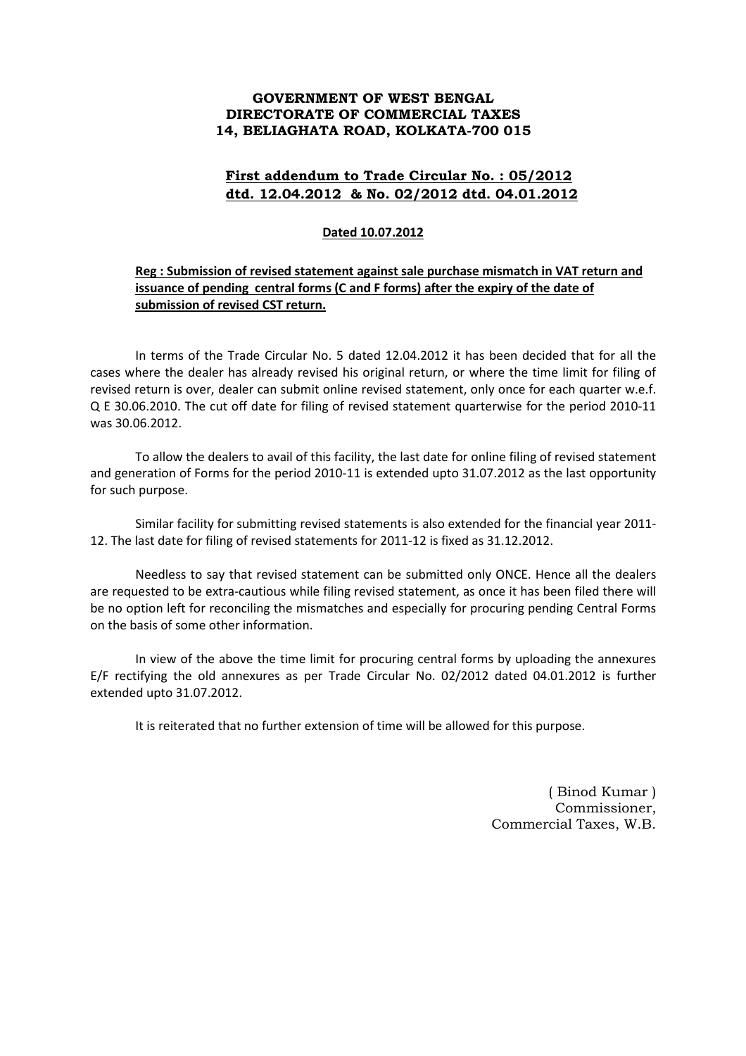**GOVERNMENT OF WEST BENGAL**
**DIRECTORATE OF COMMERCIAL TAXES**
**14, BELIAGHATA ROAD, KOLKATA-700 015**

**First addendum to Trade Circular No. : 05/2012 dtd. 12.04.2012 & No. 02/2012 dtd. 04.01.2012**

**Dated 10.07.2012**

**Reg : Submission of revised statement against sale purchase mismatch in VAT return and issuance of pending central forms (C and F forms) after the expiry of the date of submission of revised CST return.**

In terms of the Trade Circular No. 5 dated 12.04.2012 it has been decided that for all the cases where the dealer has already revised his original return, or where the time limit for filing of revised return is over, dealer can submit online revised statement, only once for each quarter w.e.f. Q E 30.06.2010. The cut off date for filing of revised statement quarterwise for the period 2010-11 was 30.06.2012.

To allow the dealers to avail of this facility, the last date for online filing of revised statement and generation of Forms for the period 2010-11 is extended upto 31.07.2012 as the last opportunity for such purpose.

Similar facility for submitting revised statements is also extended for the financial year 2011-12. The last date for filing of revised statements for 2011-12 is fixed as 31.12.2012.

Needless to say that revised statement can be submitted only ONCE. Hence all the dealers are requested to be extra-cautious while filing revised statement, as once it has been filed there will be no option left for reconciling the mismatches and especially for procuring pending Central Forms on the basis of some other information.

In view of the above the time limit for procuring central forms by uploading the annexures E/F rectifying the old annexures as per Trade Circular No. 02/2012 dated 04.01.2012 is further extended upto 31.07.2012.

It is reiterated that no further extension of time will be allowed for this purpose.

( Binod Kumar )
Commissioner,
Commercial Taxes, W.B.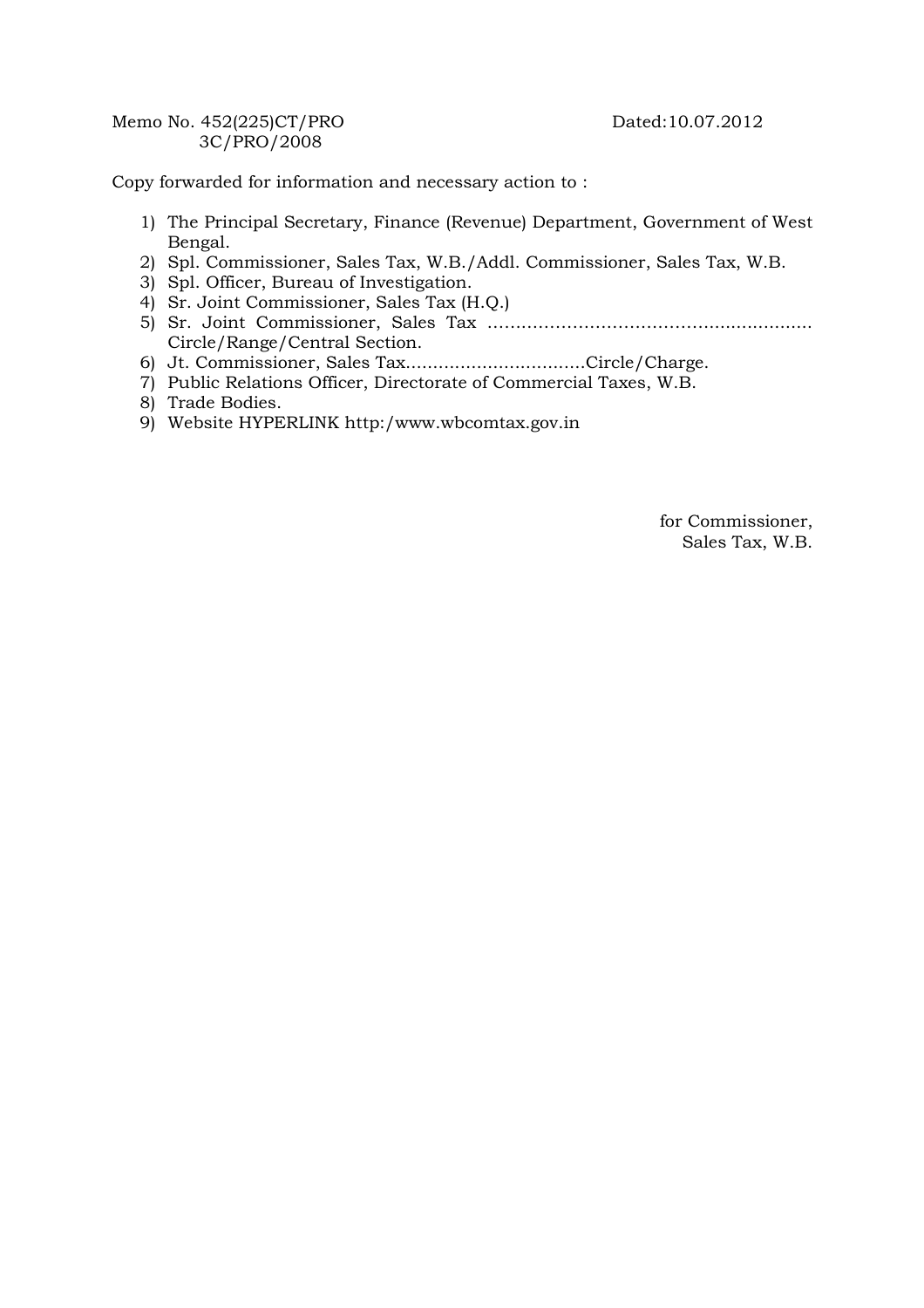Memo No. 452(225)CT/PRO
3C/PRO/2008

Dated:10.07.2012

Copy forwarded for information and necessary action to :

1) The Principal Secretary, Finance (Revenue) Department, Government of West Bengal.
2) Spl. Commissioner, Sales Tax, W.B./Addl. Commissioner, Sales Tax, W.B.
3) Spl. Officer, Bureau of Investigation.
4) Sr. Joint Commissioner, Sales Tax (H.Q.)
5) Sr. Joint Commissioner, Sales Tax ........................................................... Circle/Range/Central Section.
6) Jt. Commissioner, Sales Tax.................................Circle/Charge.
7) Public Relations Officer, Directorate of Commercial Taxes, W.B.
8) Trade Bodies.
9) Website HYPERLINK http:/www.wbcomtax.gov.in

for Commissioner,
Sales Tax, W.B.